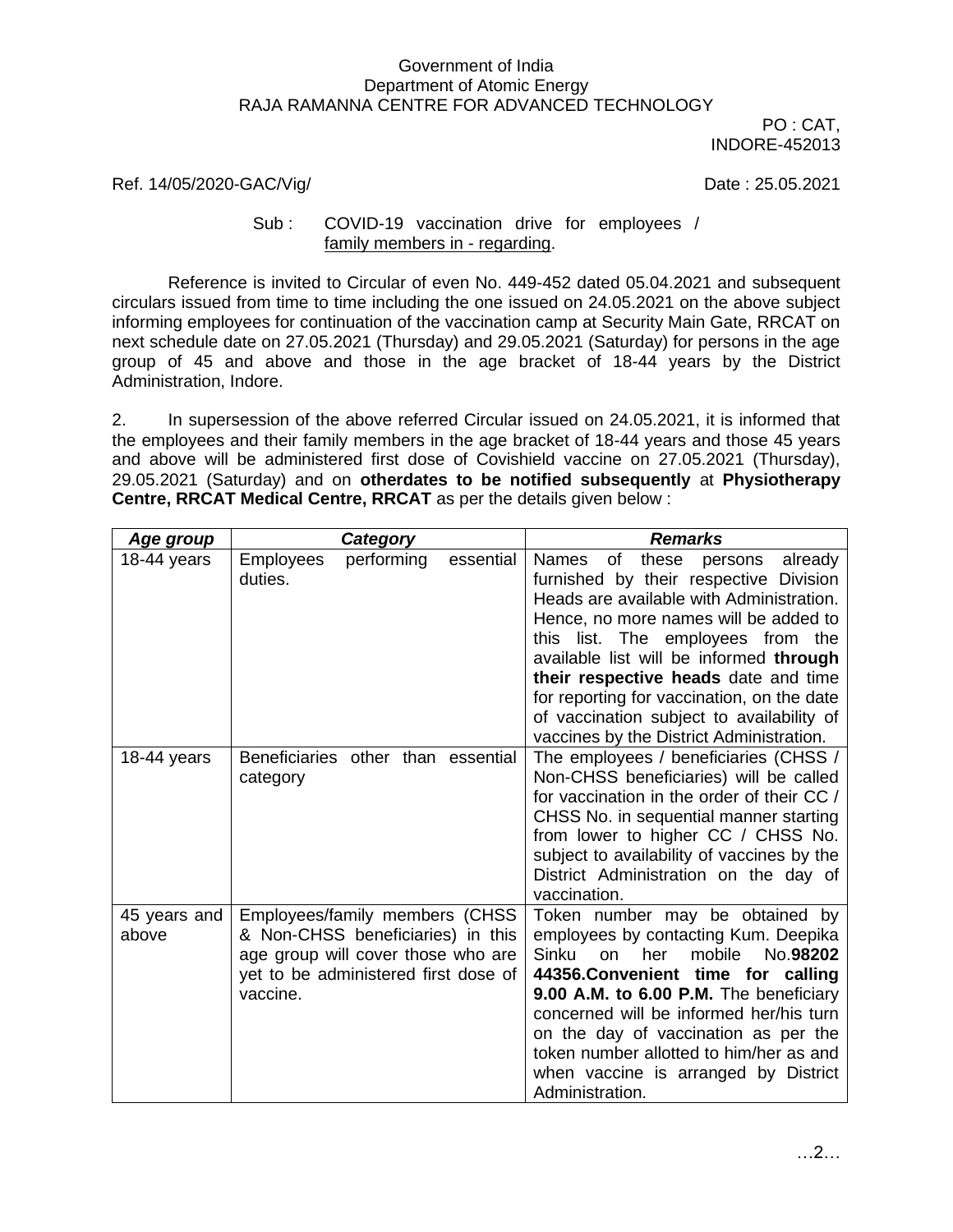Government of India
Department of Atomic Energy
RAJA RAMANNA CENTRE FOR ADVANCED TECHNOLOGY

PO : CAT,
INDORE-452013

Ref. 14/05/2020-GAC/Vig/ Date : 25.05.2021

Sub : COVID-19 vaccination drive for employees / family members in - regarding.

Reference is invited to Circular of even No. 449-452 dated 05.04.2021 and subsequent circulars issued from time to time including the one issued on 24.05.2021 on the above subject informing employees for continuation of the vaccination camp at Security Main Gate, RRCAT on next schedule date on 27.05.2021 (Thursday) and 29.05.2021 (Saturday) for persons in the age group of 45 and above and those in the age bracket of 18-44 years by the District Administration, Indore.

2. In supersession of the above referred Circular issued on 24.05.2021, it is informed that the employees and their family members in the age bracket of 18-44 years and those 45 years and above will be administered first dose of Covishield vaccine on 27.05.2021 (Thursday), 29.05.2021 (Saturday) and on **otherdates to be notified subsequently** at **Physiotherapy Centre, RRCAT Medical Centre, RRCAT** as per the details given below :

| ***Age group*** | ***Category*** | ***Remarks*** |
|---|---|---|
| 18-44 years | Employees performing essential duties. | Names of these persons already furnished by their respective Division Heads are available with Administration. Hence, no more names will be added to this list. The employees from the available list will be informed **through their respective heads** date and time for reporting for vaccination, on the date of vaccination subject to availability of vaccines by the District Administration. |
| 18-44 years | Beneficiaries other than essential category | The employees / beneficiaries (CHSS / Non-CHSS beneficiaries) will be called for vaccination in the order of their CC / CHSS No. in sequential manner starting from lower to higher CC / CHSS No. subject to availability of vaccines by the District Administration on the day of vaccination. |
| 45 years and above | Employees/family members (CHSS & Non-CHSS beneficiaries) in this age group will cover those who are yet to be administered first dose of vaccine. | Token number may be obtained by employees by contacting Kum. Deepika Sinku on her mobile No.**98202 44356.Convenient time for calling 9.00 A.M. to 6.00 P.M.** The beneficiary concerned will be informed her/his turn on the day of vaccination as per the token number allotted to him/her as and when vaccine is arranged by District Administration. |

…2…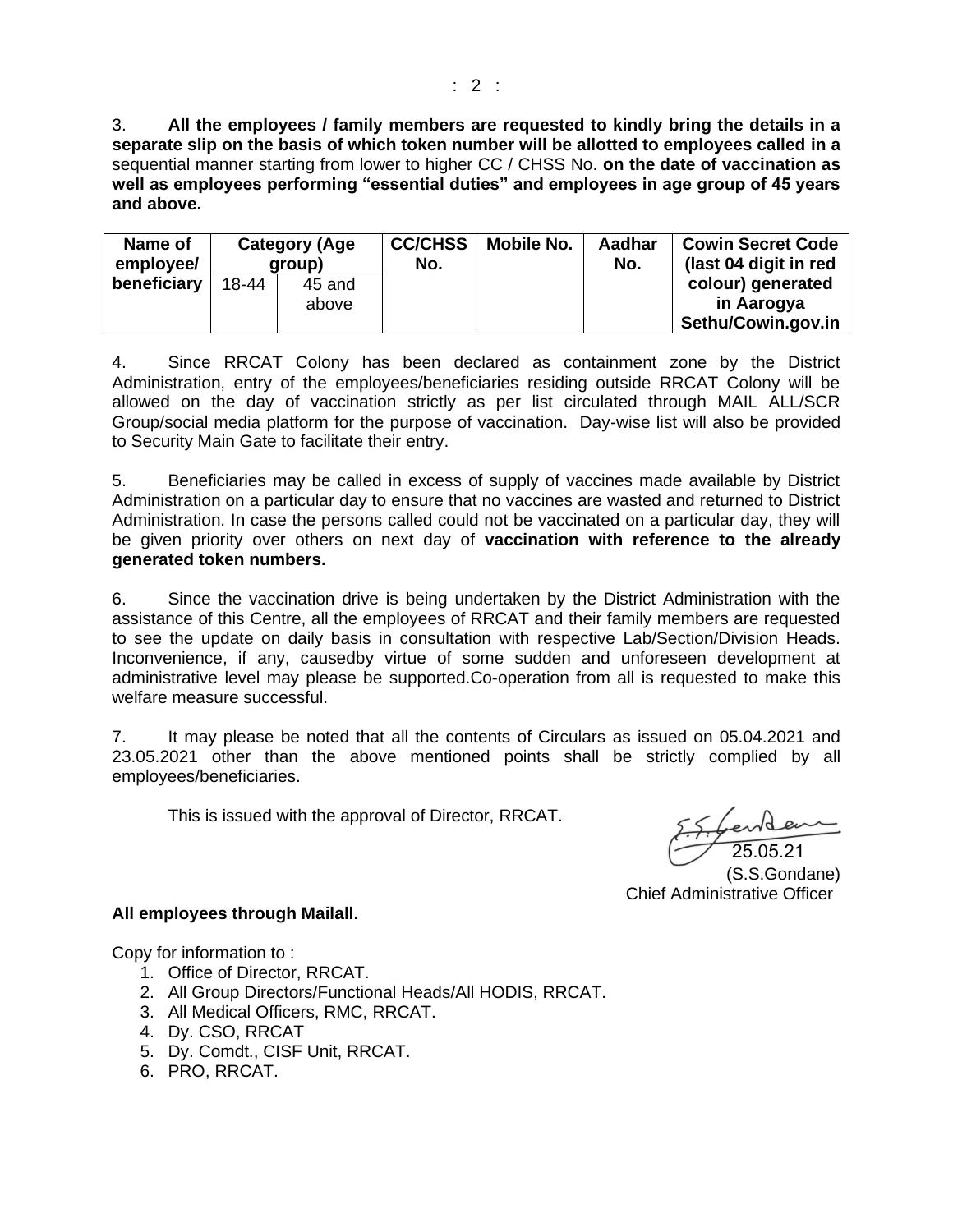3. **All the employees / family members are requested to kindly bring the details in a separate slip on the basis of which token number will be allotted to employees called in a** sequential manner starting from lower to higher CC / CHSS No. **on the date of vaccination as well as employees performing "essential duties" and employees in age group of 45 years and above.**

| **Name of employee/ beneficiary** | **Category (Age group)** | | **CC/CHSS No.** | **Mobile No.** | **Aadhar No.** | **Cowin Secret Code (last 04 digit in red colour) generated in Aarogya Sethu/Cowin.gov.in** |
|---|---|---|---|---|---|---|
| | 18-44 | 45 and above | | | | |

4. Since RRCAT Colony has been declared as containment zone by the District Administration, entry of the employees/beneficiaries residing outside RRCAT Colony will be allowed on the day of vaccination strictly as per list circulated through MAIL ALL/SCR Group/social media platform for the purpose of vaccination. Day-wise list will also be provided to Security Main Gate to facilitate their entry.

5. Beneficiaries may be called in excess of supply of vaccines made available by District Administration on a particular day to ensure that no vaccines are wasted and returned to District Administration. In case the persons called could not be vaccinated on a particular day, they will be given priority over others on next day of **vaccination with reference to the already generated token numbers.**

6. Since the vaccination drive is being undertaken by the District Administration with the assistance of this Centre, all the employees of RRCAT and their family members are requested to see the update on daily basis in consultation with respective Lab/Section/Division Heads. Inconvenience, if any, causedby virtue of some sudden and unforeseen development at administrative level may please be supported.Co-operation from all is requested to make this welfare measure successful.

7. It may please be noted that all the contents of Circulars as issued on 05.04.2021 and 23.05.2021 other than the above mentioned points shall be strictly complied by all employees/beneficiaries.

This is issued with the approval of Director, RRCAT.

25.05.21

(S.S.Gondane)
Chief Administrative Officer

**All employees through Mailall.**

Copy for information to :

1. Office of Director, RRCAT.
2. All Group Directors/Functional Heads/All HODIS, RRCAT.
3. All Medical Officers, RMC, RRCAT.
4. Dy. CSO, RRCAT
5. Dy. Comdt., CISF Unit, RRCAT.
6. PRO, RRCAT.